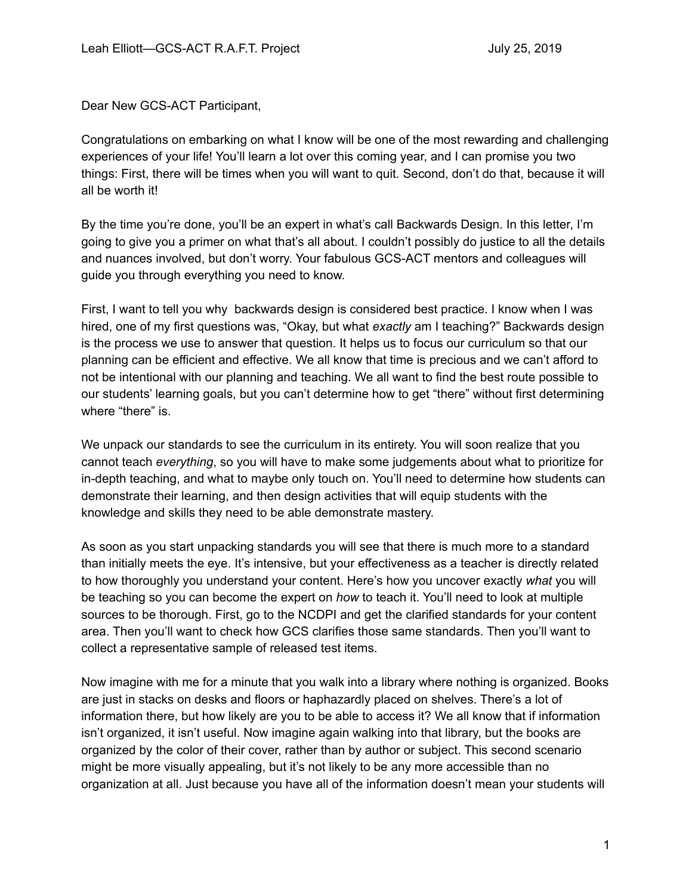Dear New GCS-ACT Participant,

Congratulations on embarking on what I know will be one of the most rewarding and challenging experiences of your life! You'll learn a lot over this coming year, and I can promise you two things: First, there will be times when you will want to quit. Second, don't do that, because it will all be worth it!

By the time you're done, you'll be an expert in what's call Backwards Design. In this letter, I'm going to give you a primer on what that's all about. I couldn't possibly do justice to all the details and nuances involved, but don't worry. Your fabulous GCS-ACT mentors and colleagues will guide you through everything you need to know.

First, I want to tell you why backwards design is considered best practice. I know when I was hired, one of my first questions was, "Okay, but what *exactly* am I teaching?" Backwards design is the process we use to answer that question. It helps us to focus our curriculum so that our planning can be efficient and effective. We all know that time is precious and we can't afford to not be intentional with our planning and teaching. We all want to find the best route possible to our students' learning goals, but you can't determine how to get "there" without first determining where "there" is.

We unpack our standards to see the curriculum in its entirety. You will soon realize that you cannot teach *everything*, so you will have to make some judgements about what to prioritize for in-depth teaching, and what to maybe only touch on. You'll need to determine how students can demonstrate their learning, and then design activities that will equip students with the knowledge and skills they need to be able demonstrate mastery.

As soon as you start unpacking standards you will see that there is much more to a standard than initially meets the eye. It's intensive, but your effectiveness as a teacher is directly related to how thoroughly you understand your content. Here's how you uncover exactly *what* you will be teaching so you can become the expert on *how* to teach it. You'll need to look at multiple sources to be thorough. First, go to the NCDPI and get the clarified standards for your content area. Then you'll want to check how GCS clarifies those same standards. Then you'll want to collect a representative sample of released test items.

Now imagine with me for a minute that you walk into a library where nothing is organized. Books are just in stacks on desks and floors or haphazardly placed on shelves. There's a lot of information there, but how likely are you to be able to access it? We all know that if information isn't organized, it isn't useful. Now imagine again walking into that library, but the books are organized by the color of their cover, rather than by author or subject. This second scenario might be more visually appealing, but it's not likely to be any more accessible than no organization at all. Just because you have all of the information doesn't mean your students will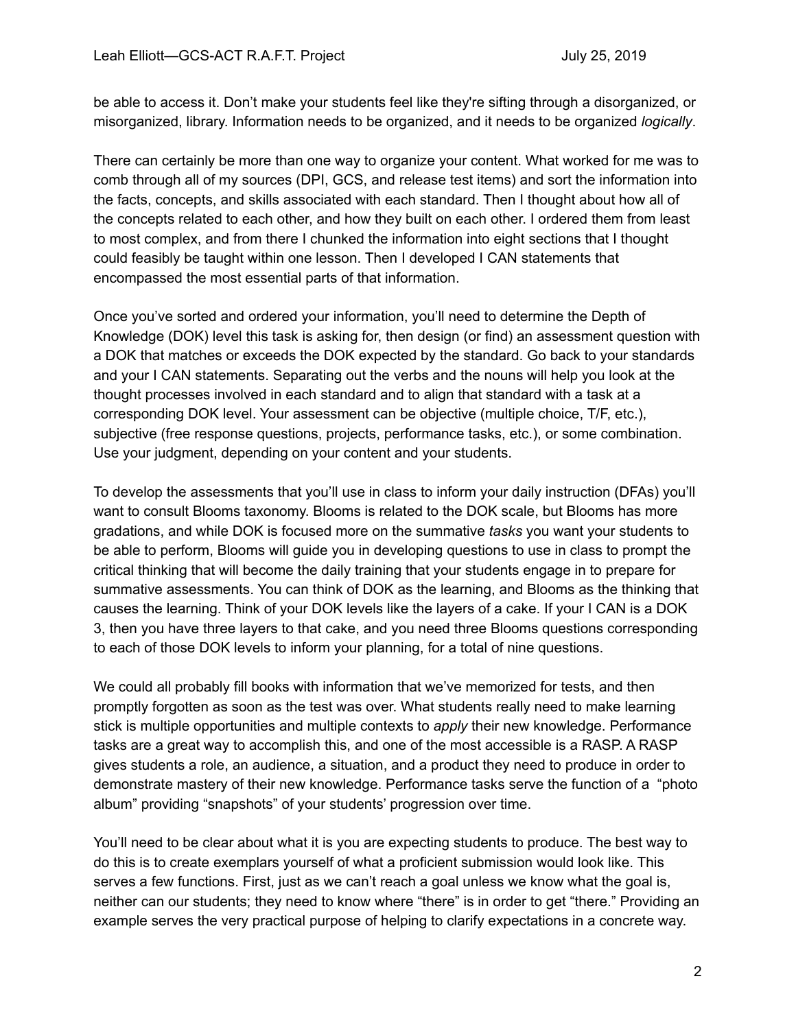be able to access it. Don't make your students feel like they're sifting through a disorganized, or misorganized, library. Information needs to be organized, and it needs to be organized *logically*.

There can certainly be more than one way to organize your content. What worked for me was to comb through all of my sources (DPI, GCS, and release test items) and sort the information into the facts, concepts, and skills associated with each standard. Then I thought about how all of the concepts related to each other, and how they built on each other. I ordered them from least to most complex, and from there I chunked the information into eight sections that I thought could feasibly be taught within one lesson. Then I developed I CAN statements that encompassed the most essential parts of that information.

Once you've sorted and ordered your information, you'll need to determine the Depth of Knowledge (DOK) level this task is asking for, then design (or find) an assessment question with a DOK that matches or exceeds the DOK expected by the standard. Go back to your standards and your I CAN statements. Separating out the verbs and the nouns will help you look at the thought processes involved in each standard and to align that standard with a task at a corresponding DOK level. Your assessment can be objective (multiple choice, T/F, etc.), subjective (free response questions, projects, performance tasks, etc.), or some combination. Use your judgment, depending on your content and your students.

To develop the assessments that you'll use in class to inform your daily instruction (DFAs) you'll want to consult Blooms taxonomy. Blooms is related to the DOK scale, but Blooms has more gradations, and while DOK is focused more on the summative *tasks* you want your students to be able to perform, Blooms will guide you in developing questions to use in class to prompt the critical thinking that will become the daily training that your students engage in to prepare for summative assessments. You can think of DOK as the learning, and Blooms as the thinking that causes the learning. Think of your DOK levels like the layers of a cake. If your I CAN is a DOK 3, then you have three layers to that cake, and you need three Blooms questions corresponding to each of those DOK levels to inform your planning, for a total of nine questions.

We could all probably fill books with information that we've memorized for tests, and then promptly forgotten as soon as the test was over. What students really need to make learning stick is multiple opportunities and multiple contexts to *apply* their new knowledge. Performance tasks are a great way to accomplish this, and one of the most accessible is a RASP. A RASP gives students a role, an audience, a situation, and a product they need to produce in order to demonstrate mastery of their new knowledge. Performance tasks serve the function of a "photo album" providing "snapshots" of your students' progression over time.

You'll need to be clear about what it is you are expecting students to produce. The best way to do this is to create exemplars yourself of what a proficient submission would look like. This serves a few functions. First, just as we can't reach a goal unless we know what the goal is, neither can our students; they need to know where "there" is in order to get "there." Providing an example serves the very practical purpose of helping to clarify expectations in a concrete way.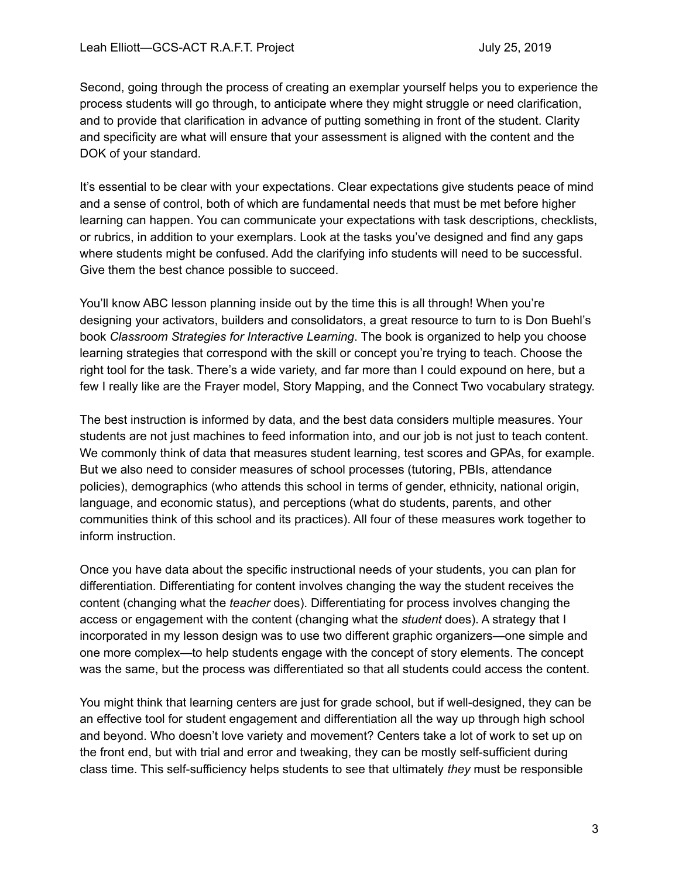Second, going through the process of creating an exemplar yourself helps you to experience the process students will go through, to anticipate where they might struggle or need clarification, and to provide that clarification in advance of putting something in front of the student. Clarity and specificity are what will ensure that your assessment is aligned with the content and the DOK of your standard.

It's essential to be clear with your expectations. Clear expectations give students peace of mind and a sense of control, both of which are fundamental needs that must be met before higher learning can happen. You can communicate your expectations with task descriptions, checklists, or rubrics, in addition to your exemplars. Look at the tasks you've designed and find any gaps where students might be confused. Add the clarifying info students will need to be successful. Give them the best chance possible to succeed.

You'll know ABC lesson planning inside out by the time this is all through! When you're designing your activators, builders and consolidators, a great resource to turn to is Don Buehl's book *Classroom Strategies for Interactive Learning*. The book is organized to help you choose learning strategies that correspond with the skill or concept you're trying to teach. Choose the right tool for the task. There's a wide variety, and far more than I could expound on here, but a few I really like are the Frayer model, Story Mapping, and the Connect Two vocabulary strategy.

The best instruction is informed by data, and the best data considers multiple measures. Your students are not just machines to feed information into, and our job is not just to teach content. We commonly think of data that measures student learning, test scores and GPAs, for example. But we also need to consider measures of school processes (tutoring, PBIs, attendance policies), demographics (who attends this school in terms of gender, ethnicity, national origin, language, and economic status), and perceptions (what do students, parents, and other communities think of this school and its practices). All four of these measures work together to inform instruction.

Once you have data about the specific instructional needs of your students, you can plan for differentiation. Differentiating for content involves changing the way the student receives the content (changing what the *teacher* does). Differentiating for process involves changing the access or engagement with the content (changing what the *student* does). A strategy that I incorporated in my lesson design was to use two different graphic organizers—one simple and one more complex—to help students engage with the concept of story elements. The concept was the same, but the process was differentiated so that all students could access the content.

You might think that learning centers are just for grade school, but if well-designed, they can be an effective tool for student engagement and differentiation all the way up through high school and beyond. Who doesn't love variety and movement? Centers take a lot of work to set up on the front end, but with trial and error and tweaking, they can be mostly self-sufficient during class time. This self-sufficiency helps students to see that ultimately *they* must be responsible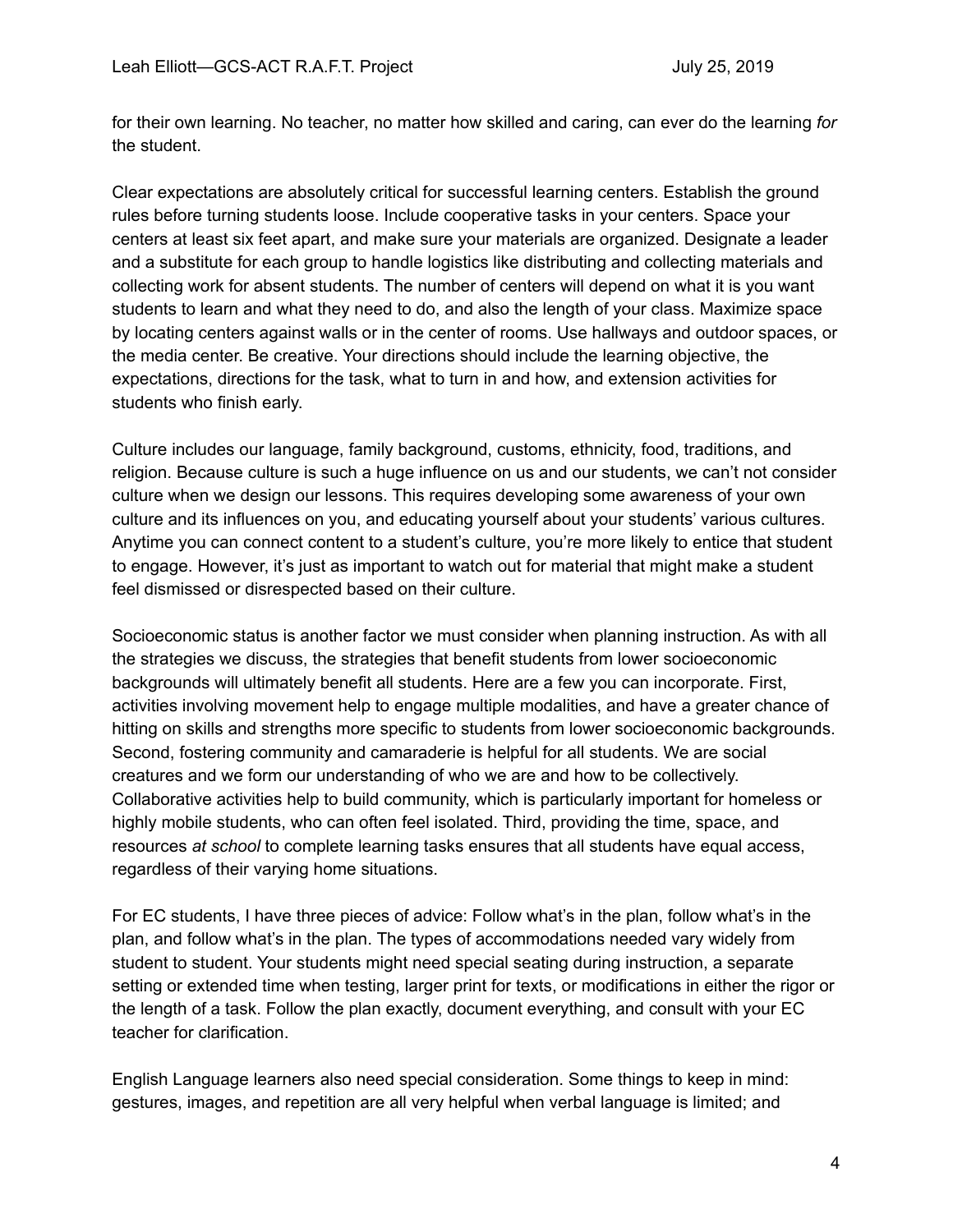for their own learning. No teacher, no matter how skilled and caring, can ever do the learning *for* the student.

Clear expectations are absolutely critical for successful learning centers. Establish the ground rules before turning students loose. Include cooperative tasks in your centers. Space your centers at least six feet apart, and make sure your materials are organized. Designate a leader and a substitute for each group to handle logistics like distributing and collecting materials and collecting work for absent students. The number of centers will depend on what it is you want students to learn and what they need to do, and also the length of your class. Maximize space by locating centers against walls or in the center of rooms. Use hallways and outdoor spaces, or the media center. Be creative. Your directions should include the learning objective, the expectations, directions for the task, what to turn in and how, and extension activities for students who finish early.

Culture includes our language, family background, customs, ethnicity, food, traditions, and religion. Because culture is such a huge influence on us and our students, we can't not consider culture when we design our lessons. This requires developing some awareness of your own culture and its influences on you, and educating yourself about your students' various cultures. Anytime you can connect content to a student's culture, you're more likely to entice that student to engage. However, it's just as important to watch out for material that might make a student feel dismissed or disrespected based on their culture.

Socioeconomic status is another factor we must consider when planning instruction. As with all the strategies we discuss, the strategies that benefit students from lower socioeconomic backgrounds will ultimately benefit all students. Here are a few you can incorporate. First, activities involving movement help to engage multiple modalities, and have a greater chance of hitting on skills and strengths more specific to students from lower socioeconomic backgrounds. Second, fostering community and camaraderie is helpful for all students. We are social creatures and we form our understanding of who we are and how to be collectively. Collaborative activities help to build community, which is particularly important for homeless or highly mobile students, who can often feel isolated. Third, providing the time, space, and resources *at school* to complete learning tasks ensures that all students have equal access, regardless of their varying home situations.

For EC students, I have three pieces of advice: Follow what's in the plan, follow what's in the plan, and follow what's in the plan. The types of accommodations needed vary widely from student to student. Your students might need special seating during instruction, a separate setting or extended time when testing, larger print for texts, or modifications in either the rigor or the length of a task. Follow the plan exactly, document everything, and consult with your EC teacher for clarification.

English Language learners also need special consideration. Some things to keep in mind: gestures, images, and repetition are all very helpful when verbal language is limited; and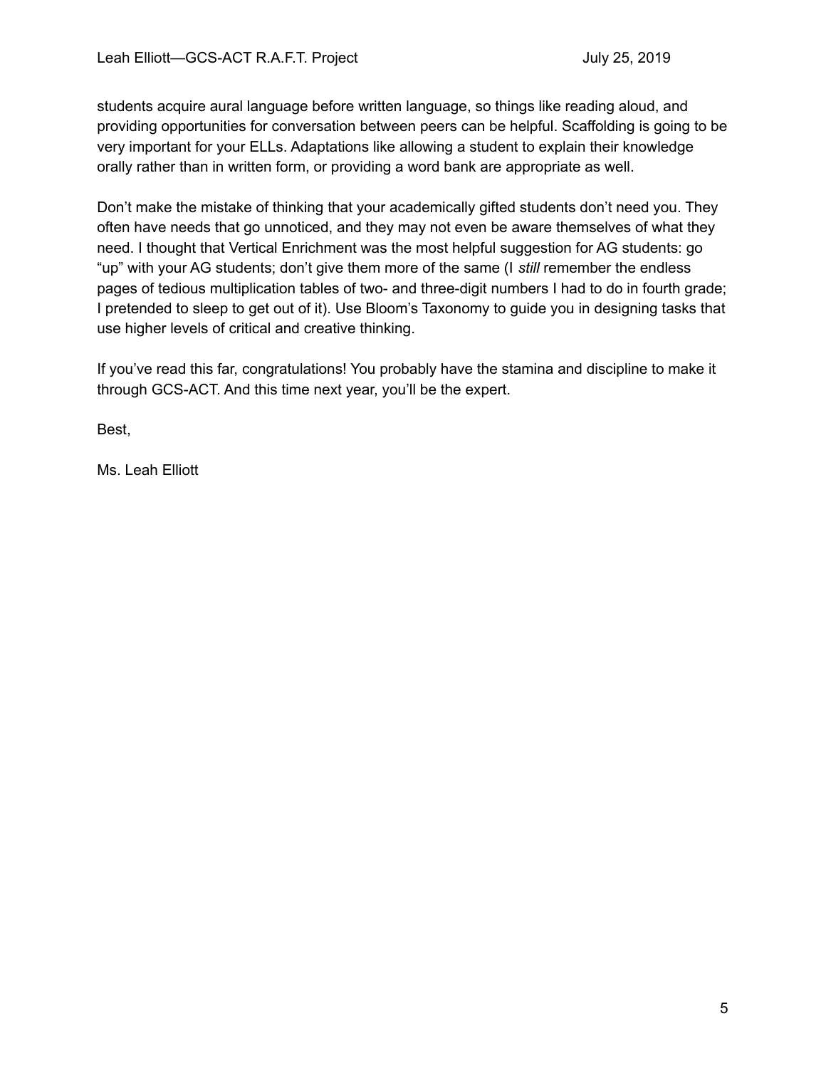students acquire aural language before written language, so things like reading aloud, and providing opportunities for conversation between peers can be helpful. Scaffolding is going to be very important for your ELLs. Adaptations like allowing a student to explain their knowledge orally rather than in written form, or providing a word bank are appropriate as well.

Don't make the mistake of thinking that your academically gifted students don't need you. They often have needs that go unnoticed, and they may not even be aware themselves of what they need. I thought that Vertical Enrichment was the most helpful suggestion for AG students: go "up" with your AG students; don't give them more of the same (I *still* remember the endless pages of tedious multiplication tables of two- and three-digit numbers I had to do in fourth grade; I pretended to sleep to get out of it). Use Bloom's Taxonomy to guide you in designing tasks that use higher levels of critical and creative thinking.

If you've read this far, congratulations! You probably have the stamina and discipline to make it through GCS-ACT. And this time next year, you'll be the expert.

Best,

Ms. Leah Elliott